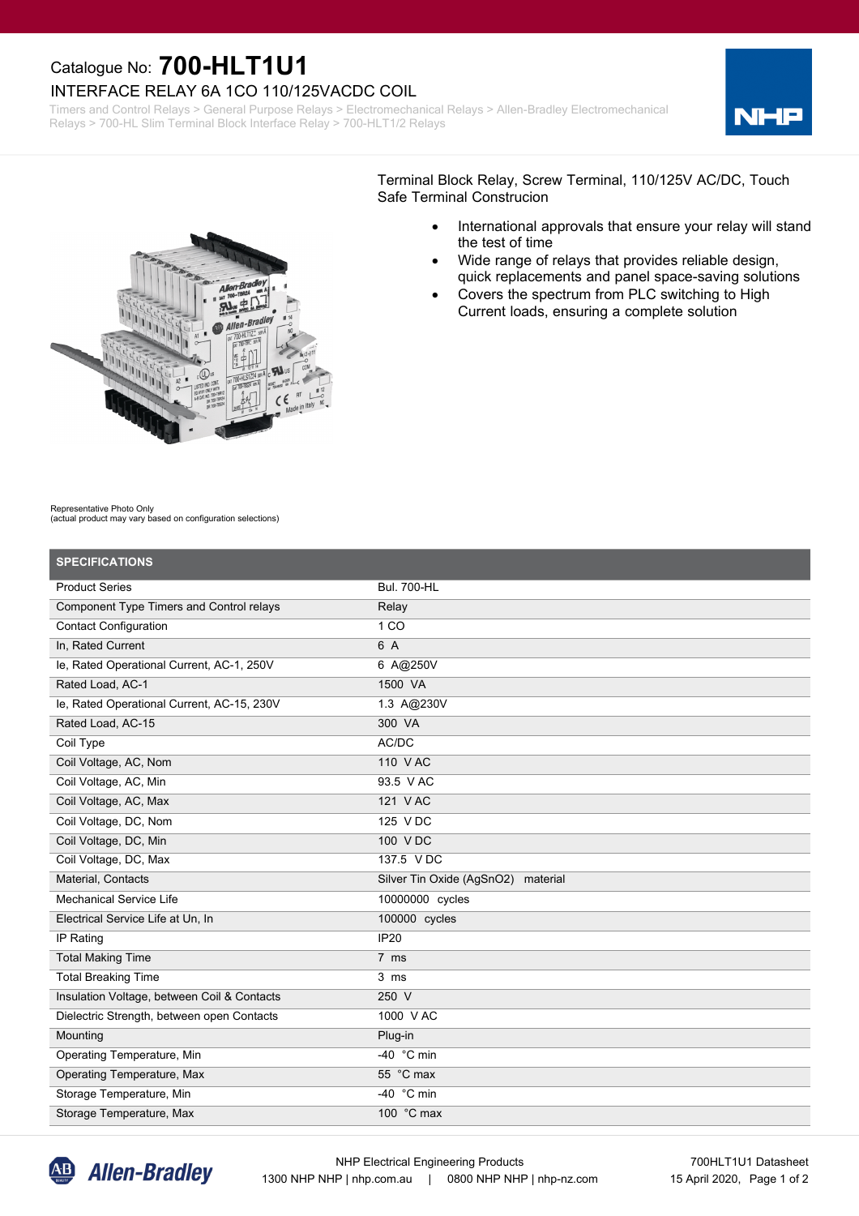Catalogue No: **700-HLT1U1**

INTERFACE RELAY 6A 1CO 110/125VACDC COIL

Timers and Control Relays > General Purpose Relays > Electromechanical Relays > Allen-Bradley Electromechanical Relays > 700-HL Slim Terminal Block Interface Relay > 700-HLT1/2 Relays

Terminal Block Relay, Screw Terminal, 110/125V AC/DC, Touch Safe Terminal Construcion

- International approvals that ensure your relay will stand the test of time
- Wide range of relays that provides reliable design, quick replacements and panel space-saving solutions
- Covers the spectrum from PLC switching to High Current loads, ensuring a complete solution

Representative Photo Only
(actual product may vary based on configuration selections)

## SPECIFICATIONS

| | |
|---|---|
| Product Series | Bul. 700-HL |
| Component Type Timers and Control relays | Relay |
| Contact Configuration | 1 CO |
| In, Rated Current | 6 A |
| Ie, Rated Operational Current, AC-1, 250V | 6 A@250V |
| Rated Load, AC-1 | 1500 VA |
| Ie, Rated Operational Current, AC-15, 230V | 1.3 A@230V |
| Rated Load, AC-15 | 300 VA |
| Coil Type | AC/DC |
| Coil Voltage, AC, Nom | 110 V AC |
| Coil Voltage, AC, Min | 93.5 V AC |
| Coil Voltage, AC, Max | 121 V AC |
| Coil Voltage, DC, Nom | 125 V DC |
| Coil Voltage, DC, Min | 100 V DC |
| Coil Voltage, DC, Max | 137.5 V DC |
| Material, Contacts | Silver Tin Oxide (AgSnO2) material |
| Mechanical Service Life | 10000000 cycles |
| Electrical Service Life at Un, In | 100000 cycles |
| IP Rating | IP20 |
| Total Making Time | 7 ms |
| Total Breaking Time | 3 ms |
| Insulation Voltage, between Coil & Contacts | 250 V |
| Dielectric Strength, between open Contacts | 1000 V AC |
| Mounting | Plug-in |
| Operating Temperature, Min | -40 °C min |
| Operating Temperature, Max | 55 °C max |
| Storage Temperature, Min | -40 °C min |
| Storage Temperature, Max | 100 °C max |

NHP Electrical Engineering Products
1300 NHP NHP | nhp.com.au | 0800 NHP NHP | nhp-nz.com

700HLT1U1 Datasheet
15 April 2020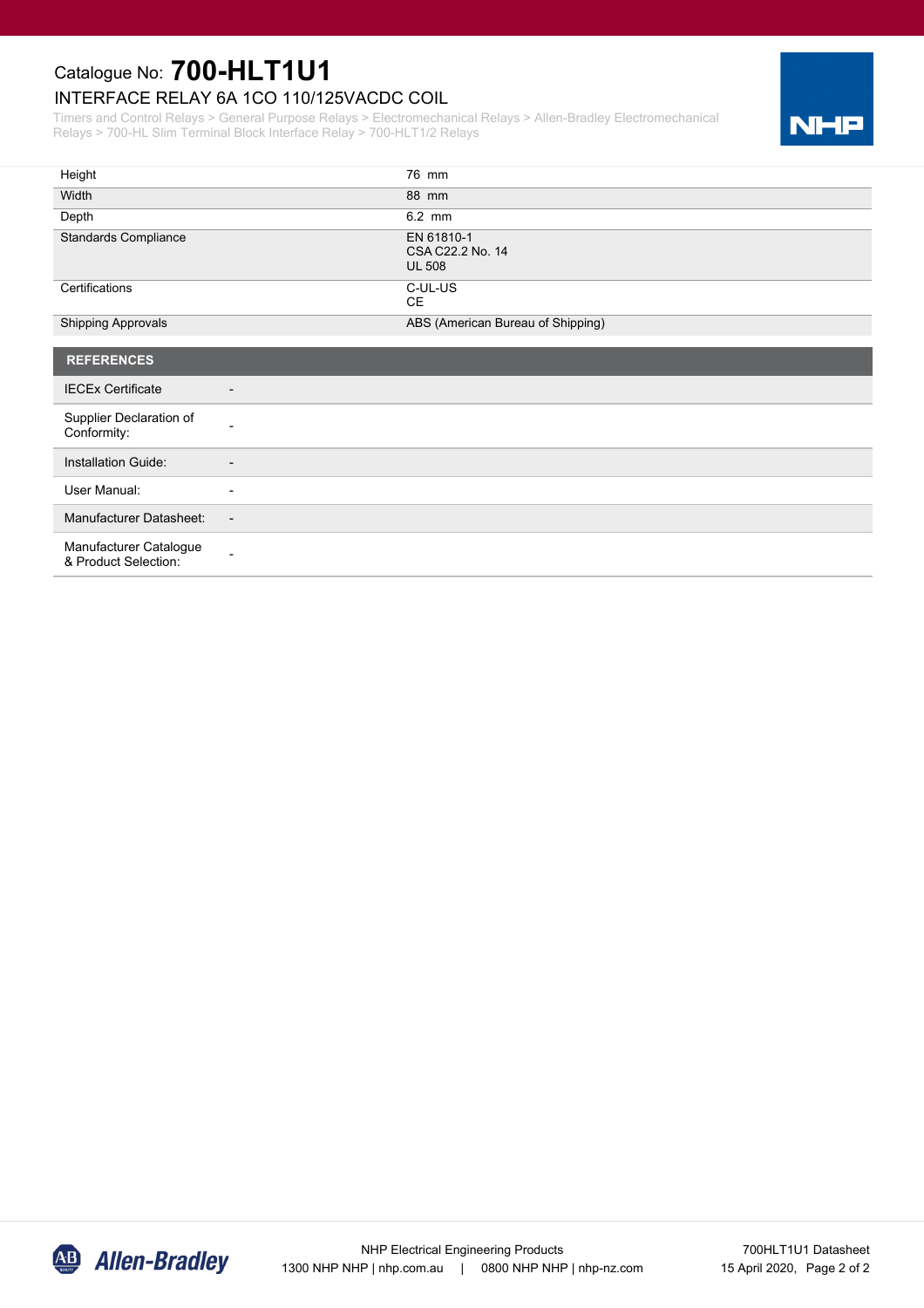Catalogue No: **700-HLT1U1**

INTERFACE RELAY 6A 1CO 110/125VACDC COIL

Timers and Control Relays > General Purpose Relays > Electromechanical Relays > Allen-Bradley Electromechanical Relays > 700-HL Slim Terminal Block Interface Relay > 700-HLT1/2 Relays

| | |
|---|---|
| Height | 76 mm |
| Width | 88 mm |
| Depth | 6.2 mm |
| Standards Compliance | EN 61810-1<br>CSA C22.2 No. 14<br>UL 508 |
| Certifications | C-UL-US<br>CE |
| Shipping Approvals | ABS (American Bureau of Shipping) |

## REFERENCES

| | |
|---|---|
| IECEx Certificate | - |
| Supplier Declaration of Conformity: | - |
| Installation Guide: | - |
| User Manual: | - |
| Manufacturer Datasheet: | - |
| Manufacturer Catalogue & Product Selection: | - |

NHP Electrical Engineering Products
1300 NHP NHP | nhp.com.au | 0800 NHP NHP | nhp-nz.com

700HLT1U1 Datasheet
15 April 2020,